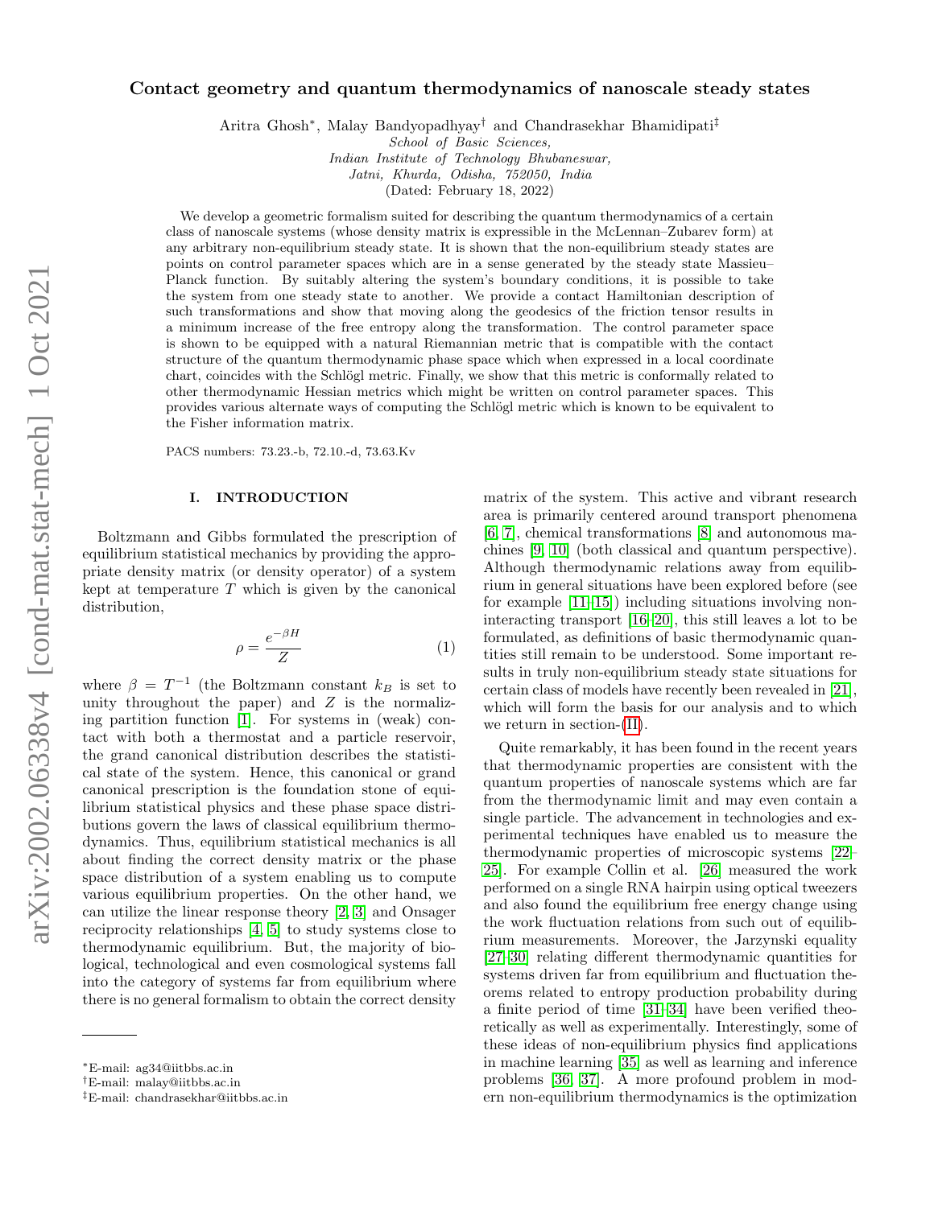# Contact geometry and quantum thermodynamics of nanoscale steady states

Aritra Ghosh*, Malay Bandyopadhyay† and Chandrasekhar Bhamidipati‡

*School of Basic Sciences,*
*Indian Institute of Technology Bhubaneswar,*
*Jatni, Khurda, Odisha, 752050, India*

(Dated: February 18, 2022)

We develop a geometric formalism suited for describing the quantum thermodynamics of a certain class of nanoscale systems (whose density matrix is expressible in the McLennan–Zubarev form) at any arbitrary non-equilibrium steady state. It is shown that the non-equilibrium steady states are points on control parameter spaces which are in a sense generated by the steady state Massieu–Planck function. By suitably altering the system's boundary conditions, it is possible to take the system from one steady state to another. We provide a contact Hamiltonian description of such transformations and show that moving along the geodesics of the friction tensor results in a minimum increase of the free entropy along the transformation. The control parameter space is shown to be equipped with a natural Riemannian metric that is compatible with the contact structure of the quantum thermodynamic phase space which when expressed in a local coordinate chart, coincides with the Schlögl metric. Finally, we show that this metric is conformally related to other thermodynamic Hessian metrics which might be written on control parameter spaces. This provides various alternate ways of computing the Schlögl metric which is known to be equivalent to the Fisher information matrix.

PACS numbers: 73.23.-b, 72.10.-d, 73.63.Kv

## I. INTRODUCTION

Boltzmann and Gibbs formulated the prescription of equilibrium statistical mechanics by providing the appropriate density matrix (or density operator) of a system kept at temperature $T$ which is given by the canonical distribution,

$$\rho = \frac{e^{-\beta H}}{Z} \tag{1}$$

where $\beta = T^{-1}$ (the Boltzmann constant $k_B$ is set to unity throughout the paper) and $Z$ is the normalizing partition function [1]. For systems in (weak) contact with both a thermostat and a particle reservoir, the grand canonical distribution describes the statistical state of the system. Hence, this canonical or grand canonical prescription is the foundation stone of equilibrium statistical physics and these phase space distributions govern the laws of classical equilibrium thermodynamics. Thus, equilibrium statistical mechanics is all about finding the correct density matrix or the phase space distribution of a system enabling us to compute various equilibrium properties. On the other hand, we can utilize the linear response theory [2, 3] and Onsager reciprocity relationships [4, 5] to study systems close to thermodynamic equilibrium. But, the majority of biological, technological and even cosmological systems fall into the category of systems far from equilibrium where there is no general formalism to obtain the correct density matrix of the system. This active and vibrant research area is primarily centered around transport phenomena [6, 7], chemical transformations [8] and autonomous machines [9, 10] (both classical and quantum perspective). Although thermodynamic relations away from equilibrium in general situations have been explored before (see for example [11–15]) including situations involving non-interacting transport [16–20], this still leaves a lot to be formulated, as definitions of basic thermodynamic quantities still remain to be understood. Some important results in truly non-equilibrium steady state situations for certain class of models have recently been revealed in [21], which will form the basis for our analysis and to which we return in section-(II).

Quite remarkably, it has been found in the recent years that thermodynamic properties are consistent with the quantum properties of nanoscale systems which are far from the thermodynamic limit and may even contain a single particle. The advancement in technologies and experimental techniques have enabled us to measure the thermodynamic properties of microscopic systems [22–25]. For example Collin et al. [26] measured the work performed on a single RNA hairpin using optical tweezers and also found the equilibrium free energy change using the work fluctuation relations from such out of equilibrium measurements. Moreover, the Jarzynski equality [27–30] relating different thermodynamic quantities for systems driven far from equilibrium and fluctuation theorems related to entropy production probability during a finite period of time [31–34] have been verified theoretically as well as experimentally. Interestingly, some of these ideas of non-equilibrium physics find applications in machine learning [35] as well as learning and inference problems [36, 37]. A more profound problem in modern non-equilibrium thermodynamics is the optimization

---

*E-mail: ag34@iitbbs.ac.in
†E-mail: malay@iitbbs.ac.in
‡E-mail: chandrasekhar@iitbbs.ac.in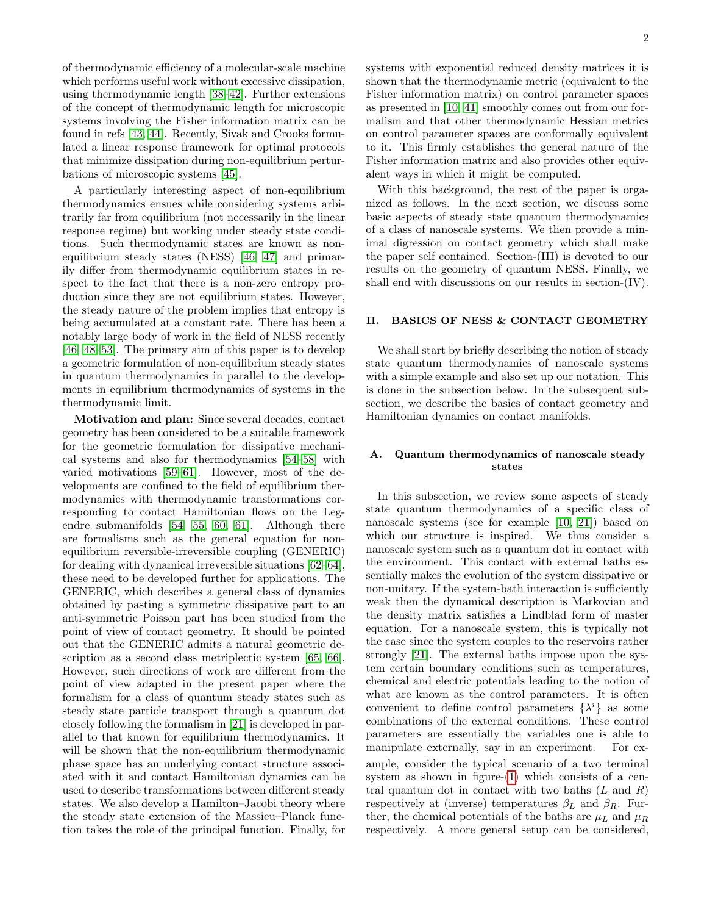of thermodynamic efficiency of a molecular-scale machine which performs useful work without excessive dissipation, using thermodynamic length [38–42]. Further extensions of the concept of thermodynamic length for microscopic systems involving the Fisher information matrix can be found in refs [43, 44]. Recently, Sivak and Crooks formulated a linear response framework for optimal protocols that minimize dissipation during non-equilibrium perturbations of microscopic systems [45].

A particularly interesting aspect of non-equilibrium thermodynamics ensues while considering systems arbitrarily far from equilibrium (not necessarily in the linear response regime) but working under steady state conditions. Such thermodynamic states are known as non-equilibrium steady states (NESS) [46, 47] and primarily differ from thermodynamic equilibrium states in respect to the fact that there is a non-zero entropy production since they are not equilibrium states. However, the steady nature of the problem implies that entropy is being accumulated at a constant rate. There has been a notably large body of work in the field of NESS recently [46, 48–53]. The primary aim of this paper is to develop a geometric formulation of non-equilibrium steady states in quantum thermodynamics in parallel to the developments in equilibrium thermodynamics of systems in the thermodynamic limit.

**Motivation and plan:** Since several decades, contact geometry has been considered to be a suitable framework for the geometric formulation for dissipative mechanical systems and also for thermodynamics [54–58] with varied motivations [59–61]. However, most of the developments are confined to the field of equilibrium thermodynamics with thermodynamic transformations corresponding to contact Hamiltonian flows on the Legendre submanifolds [54, 55, 60, 61]. Although there are formalisms such as the general equation for non-equilibrium reversible-irreversible coupling (GENERIC) for dealing with dynamical irreversible situations [62–64], these need to be developed further for applications. The GENERIC, which describes a general class of dynamics obtained by pasting a symmetric dissipative part to an anti-symmetric Poisson part has been studied from the point of view of contact geometry. It should be pointed out that the GENERIC admits a natural geometric description as a second class metriplectic system [65, 66]. However, such directions of work are different from the point of view adapted in the present paper where the formalism for a class of quantum steady states such as steady state particle transport through a quantum dot closely following the formalism in [21] is developed in parallel to that known for equilibrium thermodynamics. It will be shown that the non-equilibrium thermodynamic phase space has an underlying contact structure associated with it and contact Hamiltonian dynamics can be used to describe transformations between different steady states. We also develop a Hamilton–Jacobi theory where the steady state extension of the Massieu–Planck function takes the role of the principal function. Finally, for systems with exponential reduced density matrices it is shown that the thermodynamic metric (equivalent to the Fisher information matrix) on control parameter spaces as presented in [10, 41] smoothly comes out from our formalism and that other thermodynamic Hessian metrics on control parameter spaces are conformally equivalent to it. This firmly establishes the general nature of the Fisher information matrix and also provides other equivalent ways in which it might be computed.

With this background, the rest of the paper is organized as follows. In the next section, we discuss some basic aspects of steady state quantum thermodynamics of a class of nanoscale systems. We then provide a minimal digression on contact geometry which shall make the paper self contained. Section-(III) is devoted to our results on the geometry of quantum NESS. Finally, we shall end with discussions on our results in section-(IV).

## II. BASICS OF NESS & CONTACT GEOMETRY

We shall start by briefly describing the notion of steady state quantum thermodynamics of nanoscale systems with a simple example and also set up our notation. This is done in the subsection below. In the subsequent subsection, we describe the basics of contact geometry and Hamiltonian dynamics on contact manifolds.

### A. Quantum thermodynamics of nanoscale steady states

In this subsection, we review some aspects of steady state quantum thermodynamics of a specific class of nanoscale systems (see for example [10, 21]) based on which our structure is inspired. We thus consider a nanoscale system such as a quantum dot in contact with the environment. This contact with external baths essentially makes the evolution of the system dissipative or non-unitary. If the system-bath interaction is sufficiently weak then the dynamical description is Markovian and the density matrix satisfies a Lindblad form of master equation. For a nanoscale system, this is typically not the case since the system couples to the reservoirs rather strongly [21]. The external baths impose upon the system certain boundary conditions such as temperatures, chemical and electric potentials leading to the notion of what are known as the control parameters. It is often convenient to define control parameters $\{\lambda^i\}$ as some combinations of the external conditions. These control parameters are essentially the variables one is able to manipulate externally, say in an experiment. For example, consider the typical scenario of a two terminal system as shown in figure-(1) which consists of a central quantum dot in contact with two baths ($L$ and $R$) respectively at (inverse) temperatures $\beta_L$ and $\beta_R$. Further, the chemical potentials of the baths are $\mu_L$ and $\mu_R$ respectively. A more general setup can be considered,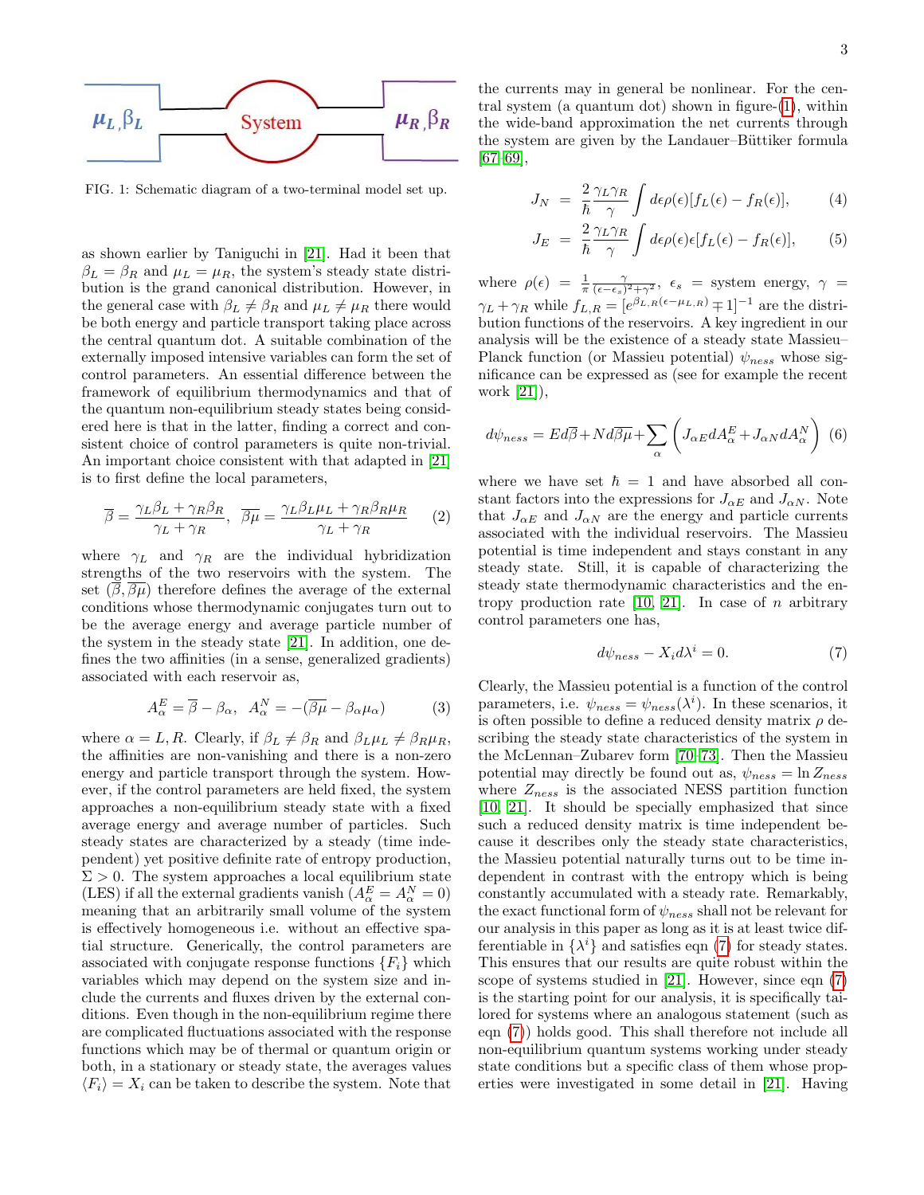FIG. 1: Schematic diagram of a two-terminal model set up.

as shown earlier by Taniguchi in [21]. Had it been that $\beta_L = \beta_R$ and $\mu_L = \mu_R$, the system's steady state distribution is the grand canonical distribution. However, in the general case with $\beta_L \neq \beta_R$ and $\mu_L \neq \mu_R$ there would be both energy and particle transport taking place across the central quantum dot. A suitable combination of the externally imposed intensive variables can form the set of control parameters. An essential difference between the framework of equilibrium thermodynamics and that of the quantum non-equilibrium steady states being considered here is that in the latter, finding a correct and consistent choice of control parameters is quite non-trivial. An important choice consistent with that adapted in [21] is to first define the local parameters,

$$\overline{\beta} = \frac{\gamma_L \beta_L + \gamma_R \beta_R}{\gamma_L + \gamma_R}, \quad \overline{\beta\mu} = \frac{\gamma_L \beta_L \mu_L + \gamma_R \beta_R \mu_R}{\gamma_L + \gamma_R} \tag{2}$$

where $\gamma_L$ and $\gamma_R$ are the individual hybridization strengths of the two reservoirs with the system. The set $(\overline{\beta}, \overline{\beta\mu})$ therefore defines the average of the external conditions whose thermodynamic conjugates turn out to be the average energy and average particle number of the system in the steady state [21]. In addition, one defines the two affinities (in a sense, generalized gradients) associated with each reservoir as,

$$A^E_\alpha = \overline{\beta} - \beta_\alpha, \quad A^N_\alpha = -(\overline{\beta\mu} - \beta_\alpha \mu_\alpha) \tag{3}$$

where $\alpha = L, R$. Clearly, if $\beta_L \neq \beta_R$ and $\beta_L \mu_L \neq \beta_R \mu_R$, the affinities are non-vanishing and there is a non-zero energy and particle transport through the system. However, if the control parameters are held fixed, the system approaches a non-equilibrium steady state with a fixed average energy and average number of particles. Such steady states are characterized by a steady (time independent) yet positive definite rate of entropy production, $\Sigma > 0$. The system approaches a local equilibrium state (LES) if all the external gradients vanish ($A^E_\alpha = A^N_\alpha = 0$) meaning that an arbitrarily small volume of the system is effectively homogeneous i.e. without an effective spatial structure. Generically, the control parameters are associated with conjugate response functions $\{F_i\}$ which variables which may depend on the system size and include the currents and fluxes driven by the external conditions. Even though in the non-equilibrium regime there are complicated fluctuations associated with the response functions which may be of thermal or quantum origin or both, in a stationary or steady state, the averages values $\langle F_i \rangle = X_i$ can be taken to describe the system. Note that the currents may in general be nonlinear. For the central system (a quantum dot) shown in figure-(1), within the wide-band approximation the net currents through the system are given by the Landauer–Büttiker formula [67–69],

$$J_N = \frac{2}{\hbar} \frac{\gamma_L \gamma_R}{\gamma} \int d\epsilon \rho(\epsilon) [f_L(\epsilon) - f_R(\epsilon)], \tag{4}$$

$$J_E = \frac{2}{\hbar} \frac{\gamma_L \gamma_R}{\gamma} \int d\epsilon \rho(\epsilon) \epsilon [f_L(\epsilon) - f_R(\epsilon)], \tag{5}$$

where $\rho(\epsilon) = \frac{1}{\pi} \frac{\gamma}{(\epsilon - \epsilon_s)^2 + \gamma^2}$, $\epsilon_s$ = system energy, $\gamma = \gamma_L + \gamma_R$ while $f_{L,R} = [e^{\beta_{L,R}(\epsilon - \mu_{L,R})} \mp 1]^{-1}$ are the distribution functions of the reservoirs. A key ingredient in our analysis will be the existence of a steady state Massieu–Planck function (or Massieu potential) $\psi_{ness}$ whose significance can be expressed as (see for example the recent work [21]),

$$d\psi_{ness} = E d\overline{\beta} + N d\overline{\beta\mu} + \sum_\alpha \left( J_{\alpha E} dA^E_\alpha + J_{\alpha N} dA^N_\alpha \right) \tag{6}$$

where we have set $\hbar = 1$ and have absorbed all constant factors into the expressions for $J_{\alpha E}$ and $J_{\alpha N}$. Note that $J_{\alpha E}$ and $J_{\alpha N}$ are the energy and particle currents associated with the individual reservoirs. The Massieu potential is time independent and stays constant in any steady state. Still, it is capable of characterizing the steady state thermodynamic characteristics and the entropy production rate [10, 21]. In case of $n$ arbitrary control parameters one has,

$$d\psi_{ness} - X_i d\lambda^i = 0. \tag{7}$$

Clearly, the Massieu potential is a function of the control parameters, i.e. $\psi_{ness} = \psi_{ness}(\lambda^i)$. In these scenarios, it is often possible to define a reduced density matrix $\rho$ describing the steady state characteristics of the system in the McLennan–Zubarev form [70–73]. Then the Massieu potential may directly be found out as, $\psi_{ness} = \ln Z_{ness}$ where $Z_{ness}$ is the associated NESS partition function [10, 21]. It should be specially emphasized that since such a reduced density matrix is time independent because it describes only the steady state characteristics, the Massieu potential naturally turns out to be time independent in contrast with the entropy which is being constantly accumulated with a steady rate. Remarkably, the exact functional form of $\psi_{ness}$ shall not be relevant for our analysis in this paper as long as it is at least twice differentiable in $\{\lambda^i\}$ and satisfies eqn (7) for steady states. This ensures that our results are quite robust within the scope of systems studied in [21]. However, since eqn (7) is the starting point for our analysis, it is specifically tailored for systems where an analogous statement (such as eqn (7)) holds good. This shall therefore not include all non-equilibrium quantum systems working under steady state conditions but a specific class of them whose properties were investigated in some detail in [21]. Having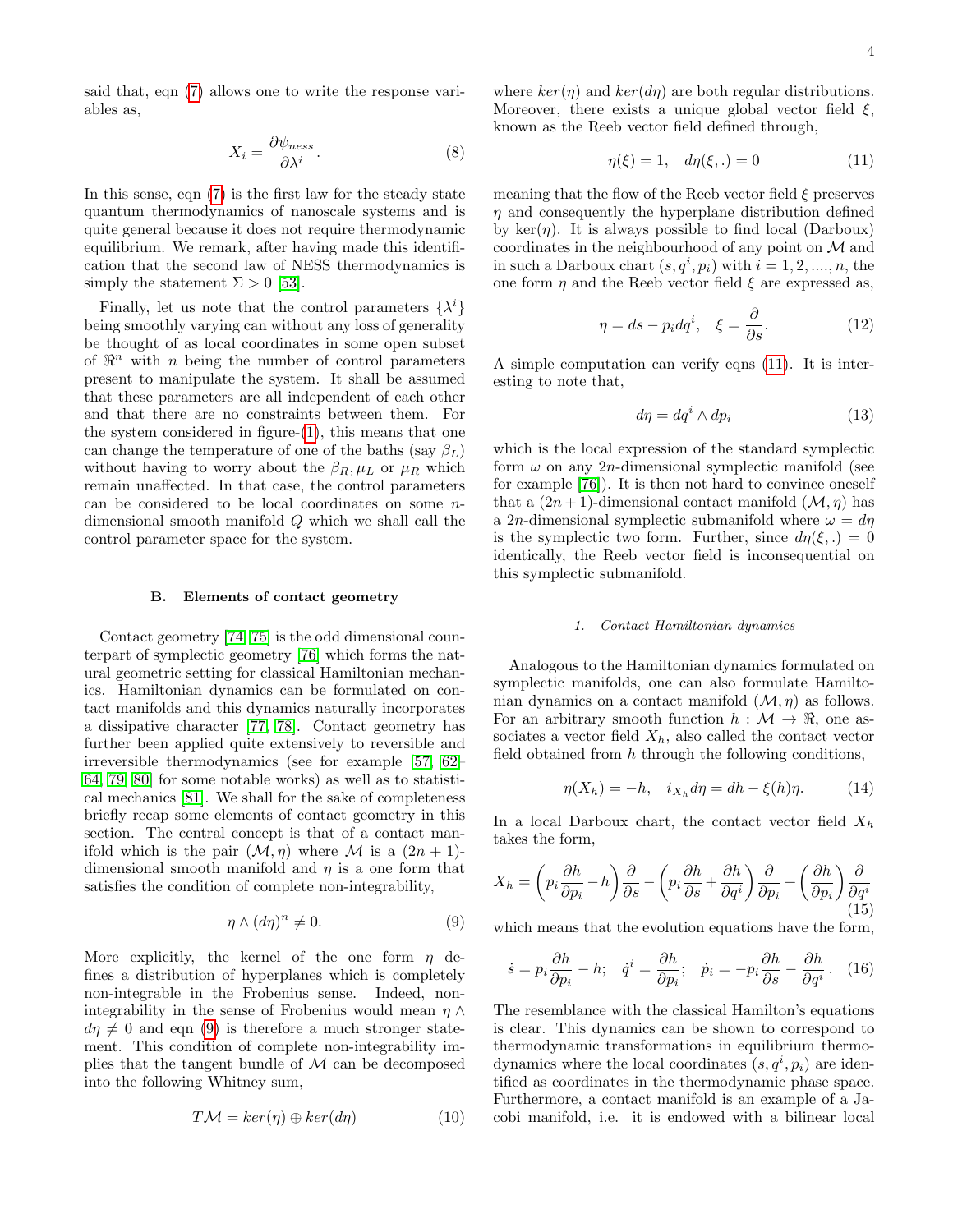said that, eqn (7) allows one to write the response variables as,

$$X_i = \frac{\partial \psi_{ness}}{\partial \lambda^i}. \tag{8}$$

In this sense, eqn (7) is the first law for the steady state quantum thermodynamics of nanoscale systems and is quite general because it does not require thermodynamic equilibrium. We remark, after having made this identification that the second law of NESS thermodynamics is simply the statement $\Sigma > 0$ [53].

Finally, let us note that the control parameters $\{\lambda^i\}$ being smoothly varying can without any loss of generality be thought of as local coordinates in some open subset of $\Re^n$ with $n$ being the number of control parameters present to manipulate the system. It shall be assumed that these parameters are all independent of each other and that there are no constraints between them. For the system considered in figure-(1), this means that one can change the temperature of one of the baths (say $\beta_L$) without having to worry about the $\beta_R, \mu_L$ or $\mu_R$ which remain unaffected. In that case, the control parameters can be considered to be local coordinates on some $n$-dimensional smooth manifold $Q$ which we shall call the control parameter space for the system.

### B. Elements of contact geometry

Contact geometry [74, 75] is the odd dimensional counterpart of symplectic geometry [76] which forms the natural geometric setting for classical Hamiltonian mechanics. Hamiltonian dynamics can be formulated on contact manifolds and this dynamics naturally incorporates a dissipative character [77, 78]. Contact geometry has further been applied quite extensively to reversible and irreversible thermodynamics (see for example [57, 62–64, 79, 80] for some notable works) as well as to statistical mechanics [81]. We shall for the sake of completeness briefly recap some elements of contact geometry in this section. The central concept is that of a contact manifold which is the pair $(\mathcal{M}, \eta)$ where $\mathcal{M}$ is a $(2n+1)$-dimensional smooth manifold and $\eta$ is a one form that satisfies the condition of complete non-integrability,

$$\eta \wedge (d\eta)^n \neq 0. \tag{9}$$

More explicitly, the kernel of the one form $\eta$ defines a distribution of hyperplanes which is completely non-integrable in the Frobenius sense. Indeed, non-integrability in the sense of Frobenius would mean $\eta \wedge d\eta \neq 0$ and eqn (9) is therefore a much stronger statement. This condition of complete non-integrability implies that the tangent bundle of $\mathcal{M}$ can be decomposed into the following Whitney sum,

$$T\mathcal{M} = ker(\eta) \oplus ker(d\eta) \tag{10}$$

where $ker(\eta)$ and $ker(d\eta)$ are both regular distributions. Moreover, there exists a unique global vector field $\xi$, known as the Reeb vector field defined through,

$$\eta(\xi) = 1, \quad d\eta(\xi, .) = 0 \tag{11}$$

meaning that the flow of the Reeb vector field $\xi$ preserves $\eta$ and consequently the hyperplane distribution defined by $\ker(\eta)$. It is always possible to find local (Darboux) coordinates in the neighbourhood of any point on $\mathcal{M}$ and in such a Darboux chart $(s, q^i, p_i)$ with $i = 1, 2, ...., n$, the one form $\eta$ and the Reeb vector field $\xi$ are expressed as,

$$\eta = ds - p_i dq^i, \quad \xi = \frac{\partial}{\partial s}. \tag{12}$$

A simple computation can verify eqns (11). It is interesting to note that,

$$d\eta = dq^i \wedge dp_i \tag{13}$$

which is the local expression of the standard symplectic form $\omega$ on any $2n$-dimensional symplectic manifold (see for example [76]). It is then not hard to convince oneself that a $(2n+1)$-dimensional contact manifold $(\mathcal{M}, \eta)$ has a $2n$-dimensional symplectic submanifold where $\omega = d\eta$ is the symplectic two form. Further, since $d\eta(\xi, .) = 0$ identically, the Reeb vector field is inconsequential on this symplectic submanifold.

#### 1. Contact Hamiltonian dynamics

Analogous to the Hamiltonian dynamics formulated on symplectic manifolds, one can also formulate Hamiltonian dynamics on a contact manifold $(\mathcal{M}, \eta)$ as follows. For an arbitrary smooth function $h : \mathcal{M} \to \Re$, one associates a vector field $X_h$, also called the contact vector field obtained from $h$ through the following conditions,

$$\eta(X_h) = -h, \quad i_{X_h} d\eta = dh - \xi(h)\eta. \tag{14}$$

In a local Darboux chart, the contact vector field $X_h$ takes the form,

$$X_h = \left(p_i \frac{\partial h}{\partial p_i} - h\right)\frac{\partial}{\partial s} - \left(p_i \frac{\partial h}{\partial s} + \frac{\partial h}{\partial q^i}\right)\frac{\partial}{\partial p_i} + \left(\frac{\partial h}{\partial p_i}\right)\frac{\partial}{\partial q^i} \tag{15}$$

which means that the evolution equations have the form,

$$\dot{s} = p_i \frac{\partial h}{\partial p_i} - h; \quad \dot{q}^i = \frac{\partial h}{\partial p_i}; \quad \dot{p}_i = -p_i \frac{\partial h}{\partial s} - \frac{\partial h}{\partial q^i}. \tag{16}$$

The resemblance with the classical Hamilton's equations is clear. This dynamics can be shown to correspond to thermodynamic transformations in equilibrium thermodynamics where the local coordinates $(s, q^i, p_i)$ are identified as coordinates in the thermodynamic phase space. Furthermore, a contact manifold is an example of a Jacobi manifold, i.e. it is endowed with a bilinear local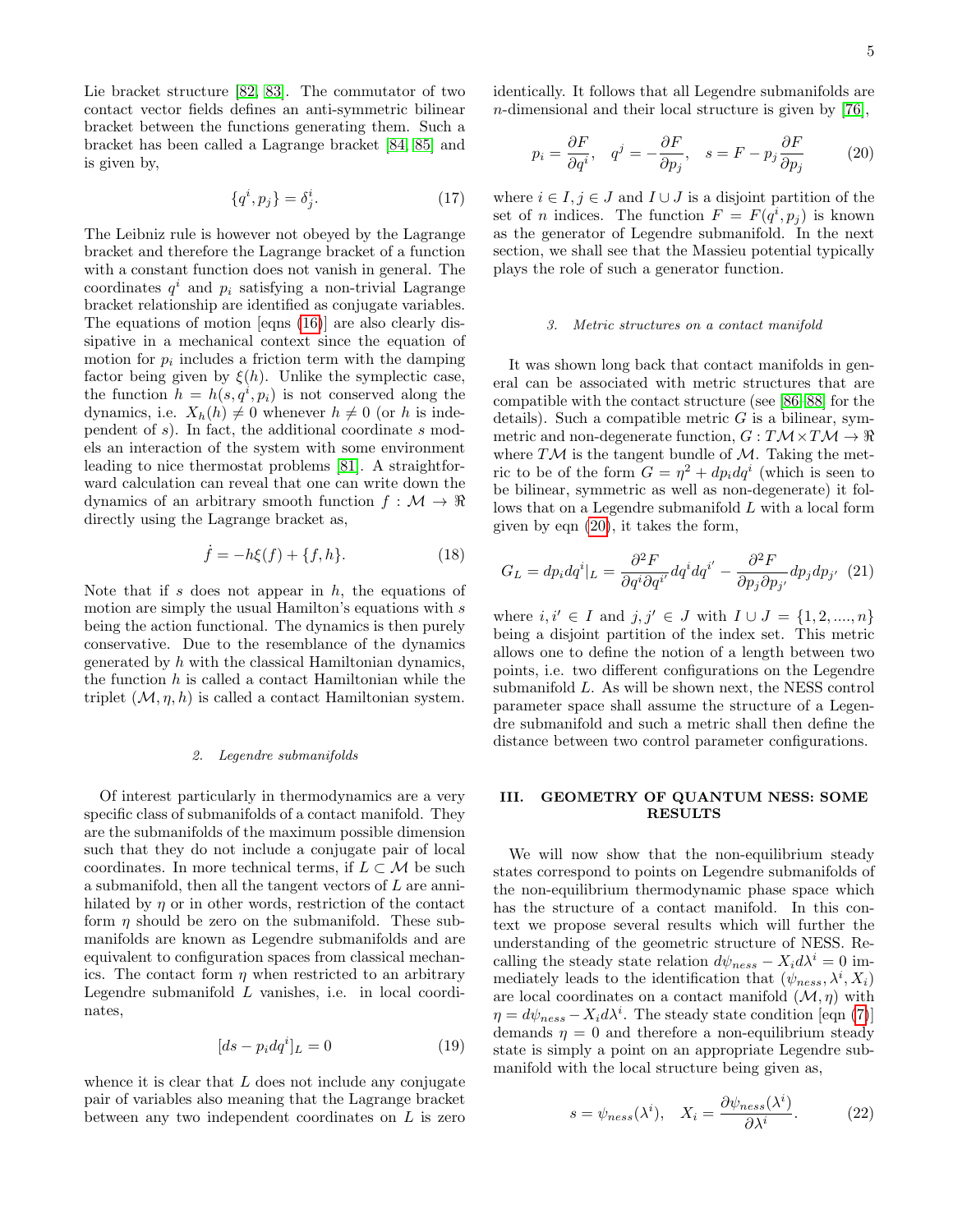Lie bracket structure [82, 83]. The commutator of two contact vector fields defines an anti-symmetric bilinear bracket between the functions generating them. Such a bracket has been called a Lagrange bracket [84, 85] and is given by,

$$\{q^i, p_j\} = \delta^i_j. \tag{17}$$

The Leibniz rule is however not obeyed by the Lagrange bracket and therefore the Lagrange bracket of a function with a constant function does not vanish in general. The coordinates $q^i$ and $p_i$ satisfying a non-trivial Lagrange bracket relationship are identified as conjugate variables. The equations of motion [eqns (16)] are also clearly dissipative in a mechanical context since the equation of motion for $p_i$ includes a friction term with the damping factor being given by $\xi(h)$. Unlike the symplectic case, the function $h = h(s, q^i, p_i)$ is not conserved along the dynamics, i.e. $X_h(h) \neq 0$ whenever $h \neq 0$ (or $h$ is independent of $s$). In fact, the additional coordinate $s$ models an interaction of the system with some environment leading to nice thermostat problems [81]. A straightforward calculation can reveal that one can write down the dynamics of an arbitrary smooth function $f : \mathcal{M} \rightarrow \Re$ directly using the Lagrange bracket as,

$$\dot{f} = -h\xi(f) + \{f, h\}. \tag{18}$$

Note that if $s$ does not appear in $h$, the equations of motion are simply the usual Hamilton's equations with $s$ being the action functional. The dynamics is then purely conservative. Due to the resemblance of the dynamics generated by $h$ with the classical Hamiltonian dynamics, the function $h$ is called a contact Hamiltonian while the triplet $(\mathcal{M}, \eta, h)$ is called a contact Hamiltonian system.

#### 2. Legendre submanifolds

Of interest particularly in thermodynamics are a very specific class of submanifolds of a contact manifold. They are the submanifolds of the maximum possible dimension such that they do not include a conjugate pair of local coordinates. In more technical terms, if $L \subset \mathcal{M}$ be such a submanifold, then all the tangent vectors of $L$ are annihilated by $\eta$ or in other words, restriction of the contact form $\eta$ should be zero on the submanifold. These submanifolds are known as Legendre submanifolds and are equivalent to configuration spaces from classical mechanics. The contact form $\eta$ when restricted to an arbitrary Legendre submanifold $L$ vanishes, i.e. in local coordinates,

$$[ds - p_i dq^i]_L = 0 \tag{19}$$

whence it is clear that $L$ does not include any conjugate pair of variables also meaning that the Lagrange bracket between any two independent coordinates on $L$ is zero identically. It follows that all Legendre submanifolds are $n$-dimensional and their local structure is given by [76],

$$p_i = \frac{\partial F}{\partial q^i}, \quad q^j = -\frac{\partial F}{\partial p_j}, \quad s = F - p_j \frac{\partial F}{\partial p_j} \tag{20}$$

where $i \in I, j \in J$ and $I \cup J$ is a disjoint partition of the set of $n$ indices. The function $F = F(q^i, p_j)$ is known as the generator of Legendre submanifold. In the next section, we shall see that the Massieu potential typically plays the role of such a generator function.

#### 3. Metric structures on a contact manifold

It was shown long back that contact manifolds in general can be associated with metric structures that are compatible with the contact structure (see [86–88] for the details). Such a compatible metric $G$ is a bilinear, symmetric and non-degenerate function, $G : T\mathcal{M} \times T\mathcal{M} \rightarrow \Re$ where $T\mathcal{M}$ is the tangent bundle of $\mathcal{M}$. Taking the metric to be of the form $G = \eta^2 + dp_i dq^i$ (which is seen to be bilinear, symmetric as well as non-degenerate) it follows that on a Legendre submanifold $L$ with a local form given by eqn (20), it takes the form,

$$G_L = dp_i dq^i|_L = \frac{\partial^2 F}{\partial q^i \partial q^{i'}} dq^i dq^{i'} - \frac{\partial^2 F}{\partial p_j \partial p_{j'}} dp_j dp_{j'} \tag{21}$$

where $i, i' \in I$ and $j, j' \in J$ with $I \cup J = \{1, 2, ...., n\}$ being a disjoint partition of the index set. This metric allows one to define the notion of a length between two points, i.e. two different configurations on the Legendre submanifold $L$. As will be shown next, the NESS control parameter space shall assume the structure of a Legendre submanifold and such a metric shall then define the distance between two control parameter configurations.

## III. GEOMETRY OF QUANTUM NESS: SOME RESULTS

We will now show that the non-equilibrium steady states correspond to points on Legendre submanifolds of the non-equilibrium thermodynamic phase space which has the structure of a contact manifold. In this context we propose several results which will further the understanding of the geometric structure of NESS. Recalling the steady state relation $d\psi_{ness} - X_i d\lambda^i = 0$ immediately leads to the identification that $(\psi_{ness}, \lambda^i, X_i)$ are local coordinates on a contact manifold $(\mathcal{M}, \eta)$ with $\eta = d\psi_{ness} - X_i d\lambda^i$. The steady state condition [eqn (7)] demands $\eta = 0$ and therefore a non-equilibrium steady state is simply a point on an appropriate Legendre submanifold with the local structure being given as,

$$s = \psi_{ness}(\lambda^i), \quad X_i = \frac{\partial \psi_{ness}(\lambda^i)}{\partial \lambda^i}. \tag{22}$$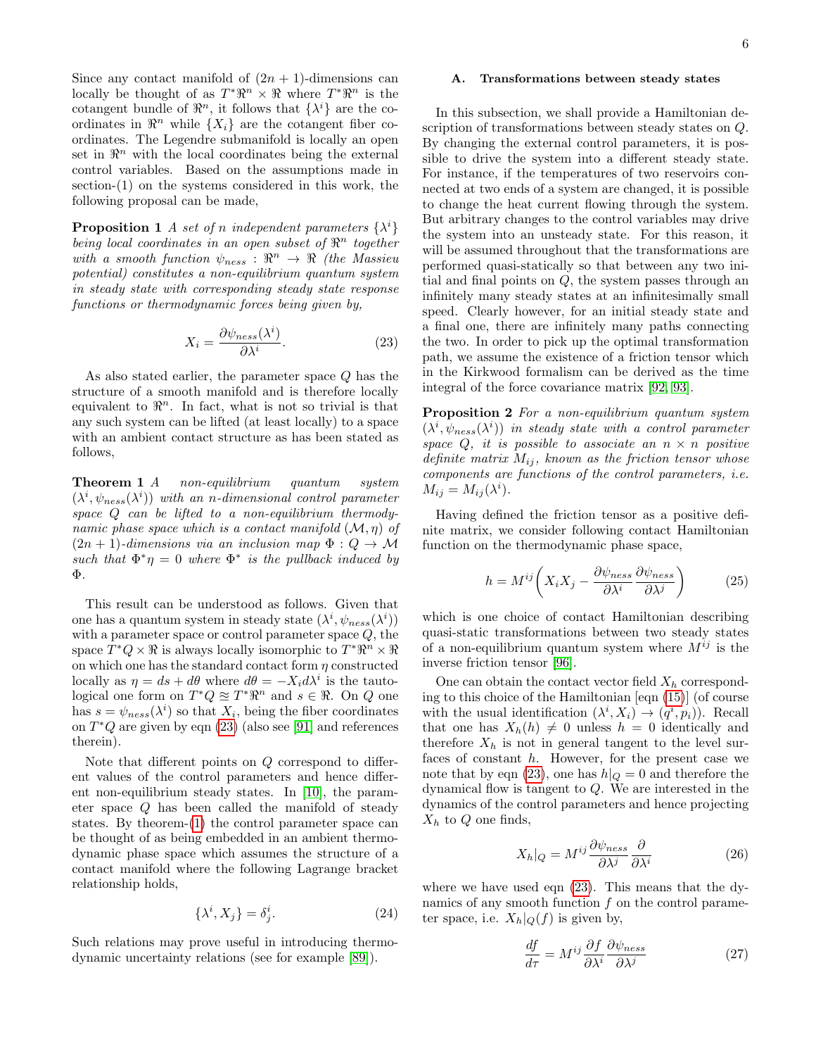Since any contact manifold of $(2n+1)$-dimensions can locally be thought of as $T^*\Re^n \times \Re$ where $T^*\Re^n$ is the cotangent bundle of $\Re^n$, it follows that $\{\lambda^i\}$ are the coordinates in $\Re^n$ while $\{X_i\}$ are the cotangent fiber coordinates. The Legendre submanifold is locally an open set in $\Re^n$ with the local coordinates being the external control variables. Based on the assumptions made in section-(1) on the systems considered in this work, the following proposal can be made,

**Proposition 1** *A set of $n$ independent parameters $\{\lambda^i\}$ being local coordinates in an open subset of $\Re^n$ together with a smooth function $\psi_{ness} : \Re^n \to \Re$ (the Massieu potential) constitutes a non-equilibrium quantum system in steady state with corresponding steady state response functions or thermodynamic forces being given by,*

$$X_i = \frac{\partial \psi_{ness}(\lambda^i)}{\partial \lambda^i}. \tag{23}$$

As also stated earlier, the parameter space $Q$ has the structure of a smooth manifold and is therefore locally equivalent to $\Re^n$. In fact, what is not so trivial is that any such system can be lifted (at least locally) to a space with an ambient contact structure as has been stated as follows,

**Theorem 1** *A non-equilibrium quantum system $(\lambda^i, \psi_{ness}(\lambda^i))$ with an $n$-dimensional control parameter space $Q$ can be lifted to a non-equilibrium thermodynamic phase space which is a contact manifold $(\mathcal{M}, \eta)$ of $(2n+1)$-dimensions via an inclusion map $\Phi : Q \to \mathcal{M}$ such that $\Phi^*\eta = 0$ where $\Phi^*$ is the pullback induced by $\Phi$.*

This result can be understood as follows. Given that one has a quantum system in steady state $(\lambda^i, \psi_{ness}(\lambda^i))$ with a parameter space or control parameter space $Q$, the space $T^*Q \times \Re$ is always locally isomorphic to $T^*\Re^n \times \Re$ on which one has the standard contact form $\eta$ constructed locally as $\eta = ds + d\theta$ where $d\theta = -X_i d\lambda^i$ is the tautological one form on $T^*Q \cong T^*\Re^n$ and $s \in \Re$. On $Q$ one has $s = \psi_{ness}(\lambda^i)$ so that $X_i$, being the fiber coordinates on $T^*Q$ are given by eqn (23) (also see [91] and references therein).

Note that different points on $Q$ correspond to different values of the control parameters and hence different non-equilibrium steady states. In [10], the parameter space $Q$ has been called the manifold of steady states. By theorem-(1) the control parameter space can be thought of as being embedded in an ambient thermodynamic phase space which assumes the structure of a contact manifold where the following Lagrange bracket relationship holds,

$$\{\lambda^i, X_j\} = \delta^i_j. \tag{24}$$

Such relations may prove useful in introducing thermodynamic uncertainty relations (see for example [89]).

### A. Transformations between steady states

In this subsection, we shall provide a Hamiltonian description of transformations between steady states on $Q$. By changing the external control parameters, it is possible to drive the system into a different steady state. For instance, if the temperatures of two reservoirs connected at two ends of a system are changed, it is possible to change the heat current flowing through the system. But arbitrary changes to the control variables may drive the system into an unsteady state. For this reason, it will be assumed throughout that the transformations are performed quasi-statically so that between any two initial and final points on $Q$, the system passes through an infinitely many steady states at an infinitesimally small speed. Clearly however, for an initial steady state and a final one, there are infinitely many paths connecting the two. In order to pick up the optimal transformation path, we assume the existence of a friction tensor which in the Kirkwood formalism can be derived as the time integral of the force covariance matrix [92, 93].

**Proposition 2** *For a non-equilibrium quantum system $(\lambda^i, \psi_{ness}(\lambda^i))$ in steady state with a control parameter space $Q$, it is possible to associate an $n \times n$ positive definite matrix $M_{ij}$, known as the friction tensor whose components are functions of the control parameters, i.e. $M_{ij} = M_{ij}(\lambda^i)$.*

Having defined the friction tensor as a positive definite matrix, we consider following contact Hamiltonian function on the thermodynamic phase space,

$$h = M^{ij}\left(X_i X_j - \frac{\partial \psi_{ness}}{\partial \lambda^i}\frac{\partial \psi_{ness}}{\partial \lambda^j}\right) \tag{25}$$

which is one choice of contact Hamiltonian describing quasi-static transformations between two steady states of a non-equilibrium quantum system where $M^{ij}$ is the inverse friction tensor [96].

One can obtain the contact vector field $X_h$ corresponding to this choice of the Hamiltonian [eqn (15)] (of course with the usual identification $(\lambda^i, X_i) \to (q^i, p_i)$). Recall that one has $X_h(h) \neq 0$ unless $h = 0$ identically and therefore $X_h$ is not in general tangent to the level surfaces of constant $h$. However, for the present case we note that by eqn (23), one has $h|_Q = 0$ and therefore the dynamical flow is tangent to $Q$. We are interested in the dynamics of the control parameters and hence projecting $X_h$ to $Q$ one finds,

$$X_h|_Q = M^{ij}\frac{\partial \psi_{ness}}{\partial \lambda^j}\frac{\partial}{\partial \lambda^i} \tag{26}$$

where we have used eqn (23). This means that the dynamics of any smooth function $f$ on the control parameter space, i.e. $X_h|_Q(f)$ is given by,

$$\frac{df}{d\tau} = M^{ij}\frac{\partial f}{\partial \lambda^i}\frac{\partial \psi_{ness}}{\partial \lambda^j} \tag{27}$$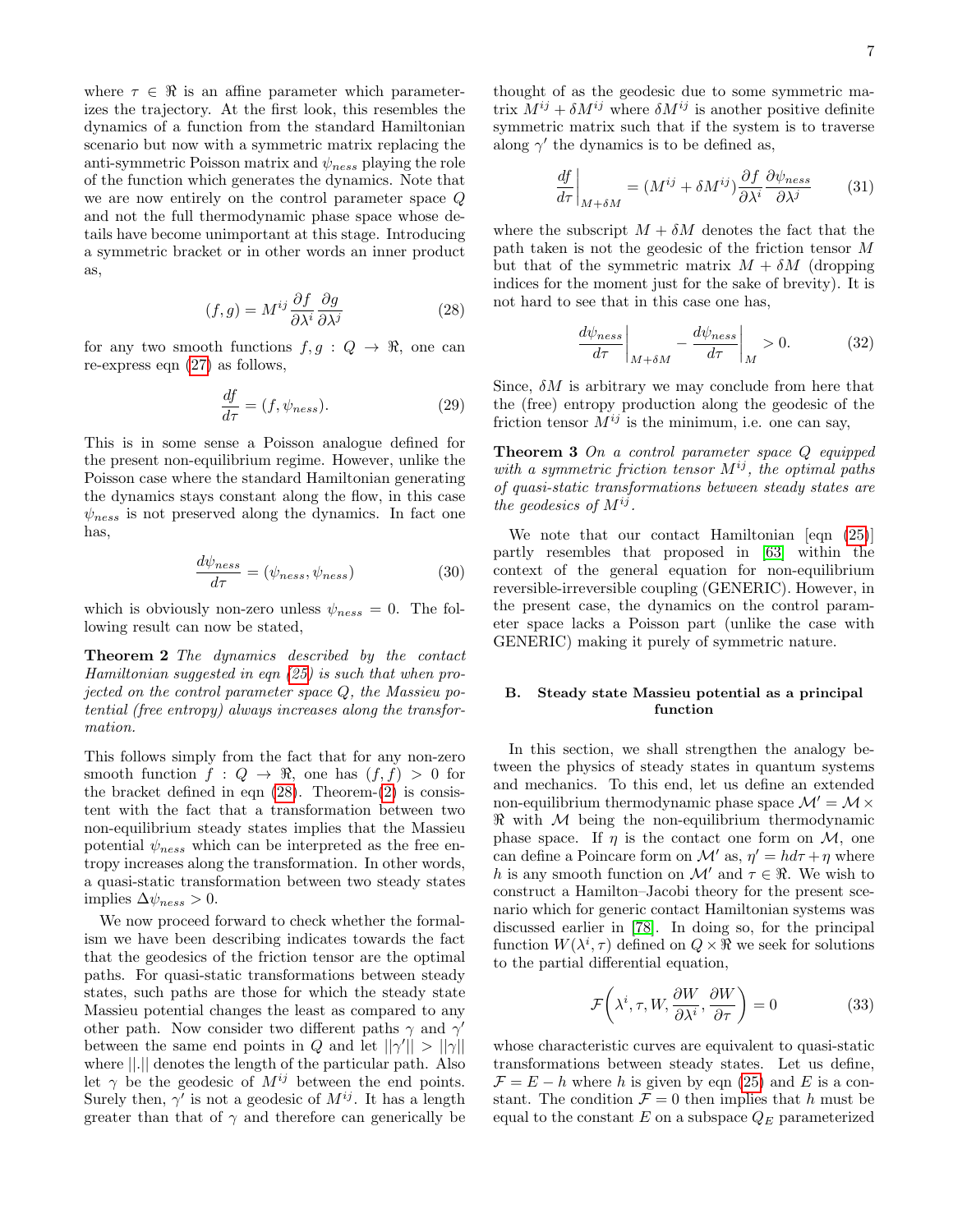where $\tau \in \Re$ is an affine parameter which parameterizes the trajectory. At the first look, this resembles the dynamics of a function from the standard Hamiltonian scenario but now with a symmetric matrix replacing the anti-symmetric Poisson matrix and $\psi_{ness}$ playing the role of the function which generates the dynamics. Note that we are now entirely on the control parameter space $Q$ and not the full thermodynamic phase space whose details have become unimportant at this stage. Introducing a symmetric bracket or in other words an inner product as,

$$(f, g) = M^{ij} \frac{\partial f}{\partial \lambda^i} \frac{\partial g}{\partial \lambda^j} \tag{28}$$

for any two smooth functions $f, g : Q \to \Re$, one can re-express eqn (27) as follows,

$$\frac{df}{d\tau} = (f, \psi_{ness}). \tag{29}$$

This is in some sense a Poisson analogue defined for the present non-equilibrium regime. However, unlike the Poisson case where the standard Hamiltonian generating the dynamics stays constant along the flow, in this case $\psi_{ness}$ is not preserved along the dynamics. In fact one has,

$$\frac{d\psi_{ness}}{d\tau} = (\psi_{ness}, \psi_{ness}) \tag{30}$$

which is obviously non-zero unless $\psi_{ness} = 0$. The following result can now be stated,

**Theorem 2** *The dynamics described by the contact Hamiltonian suggested in eqn (25) is such that when projected on the control parameter space $Q$, the Massieu potential (free entropy) always increases along the transformation.*

This follows simply from the fact that for any non-zero smooth function $f : Q \to \Re$, one has $(f, f) > 0$ for the bracket defined in eqn (28). Theorem-(2) is consistent with the fact that a transformation between two non-equilibrium steady states implies that the Massieu potential $\psi_{ness}$ which can be interpreted as the free entropy increases along the transformation. In other words, a quasi-static transformation between two steady states implies $\Delta\psi_{ness} > 0$.

We now proceed forward to check whether the formalism we have been describing indicates towards the fact that the geodesics of the friction tensor are the optimal paths. For quasi-static transformations between steady states, such paths are those for which the steady state Massieu potential changes the least as compared to any other path. Now consider two different paths $\gamma$ and $\gamma'$ between the same end points in $Q$ and let $||\gamma'|| > ||\gamma||$ where $||.||$ denotes the length of the particular path. Also let $\gamma$ be the geodesic of $M^{ij}$ between the end points. Surely then, $\gamma'$ is not a geodesic of $M^{ij}$. It has a length greater than that of $\gamma$ and therefore can generically be thought of as the geodesic due to some symmetric matrix $M^{ij} + \delta M^{ij}$ where $\delta M^{ij}$ is another positive definite symmetric matrix such that if the system is to traverse along $\gamma'$ the dynamics is to be defined as,

$$\left.\frac{df}{d\tau}\right|_{M+\delta M} = (M^{ij} + \delta M^{ij}) \frac{\partial f}{\partial \lambda^i} \frac{\partial \psi_{ness}}{\partial \lambda^j} \tag{31}$$

where the subscript $M + \delta M$ denotes the fact that the path taken is not the geodesic of the friction tensor $M$ but that of the symmetric matrix $M + \delta M$ (dropping indices for the moment just for the sake of brevity). It is not hard to see that in this case one has,

$$\left.\frac{d\psi_{ness}}{d\tau}\right|_{M+\delta M} - \left.\frac{d\psi_{ness}}{d\tau}\right|_{M} > 0. \tag{32}$$

Since, $\delta M$ is arbitrary we may conclude from here that the (free) entropy production along the geodesic of the friction tensor $M^{ij}$ is the minimum, i.e. one can say,

**Theorem 3** *On a control parameter space $Q$ equipped with a symmetric friction tensor $M^{ij}$, the optimal paths of quasi-static transformations between steady states are the geodesics of $M^{ij}$.*

We note that our contact Hamiltonian [eqn (25)] partly resembles that proposed in [63] within the context of the general equation for non-equilibrium reversible-irreversible coupling (GENERIC). However, in the present case, the dynamics on the control parameter space lacks a Poisson part (unlike the case with GENERIC) making it purely of symmetric nature.

## B. Steady state Massieu potential as a principal function

In this section, we shall strengthen the analogy between the physics of steady states in quantum systems and mechanics. To this end, let us define an extended non-equilibrium thermodynamic phase space $\mathcal{M}' = \mathcal{M} \times \Re$ with $\mathcal{M}$ being the non-equilibrium thermodynamic phase space. If $\eta$ is the contact one form on $\mathcal{M}$, one can define a Poincare form on $\mathcal{M}'$ as, $\eta' = h d\tau + \eta$ where $h$ is any smooth function on $\mathcal{M}'$ and $\tau \in \Re$. We wish to construct a Hamilton–Jacobi theory for the present scenario which for generic contact Hamiltonian systems was discussed earlier in [78]. In doing so, for the principal function $W(\lambda^i, \tau)$ defined on $Q \times \Re$ we seek for solutions to the partial differential equation,

$$\mathcal{F}\left(\lambda^i, \tau, W, \frac{\partial W}{\partial \lambda^i}, \frac{\partial W}{\partial \tau}\right) = 0 \tag{33}$$

whose characteristic curves are equivalent to quasi-static transformations between steady states. Let us define, $\mathcal{F} = E - h$ where $h$ is given by eqn (25) and $E$ is a constant. The condition $\mathcal{F} = 0$ then implies that $h$ must be equal to the constant $E$ on a subspace $Q_E$ parameterized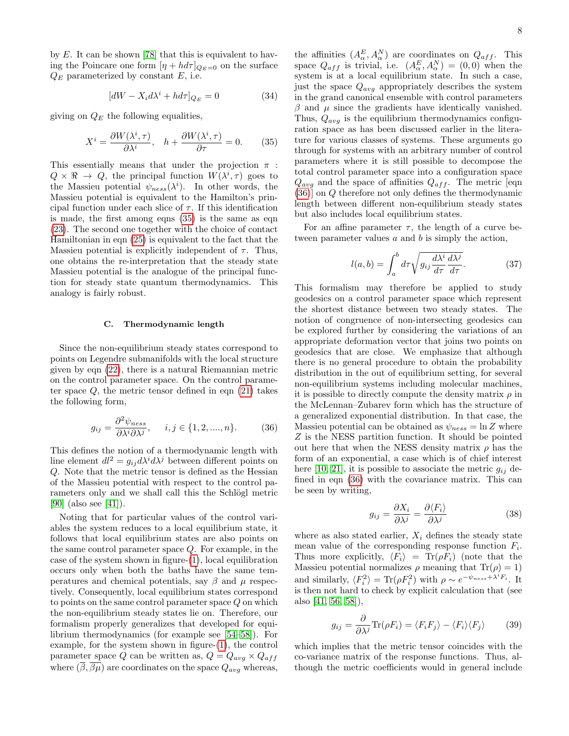by $E$. It can be shown [78] that this is equivalent to having the Poincare one form $[\eta + hd\tau]_{Q_E=0}$ on the surface $Q_E$ parameterized by constant $E$, i.e.

$$[dW - X_i d\lambda^i + hd\tau]_{Q_E} = 0 \tag{34}$$

giving on $Q_E$ the following equalities,

$$X^i = \frac{\partial W(\lambda^i, \tau)}{\partial \lambda^i}, \quad h + \frac{\partial W(\lambda^i, \tau)}{\partial \tau} = 0. \tag{35}$$

This essentially means that under the projection $\pi : Q \times \Re \to Q$, the principal function $W(\lambda^i, \tau)$ goes to the Massieu potential $\psi_{ness}(\lambda^i)$. In other words, the Massieu potential is equivalent to the Hamilton's principal function under each slice of $\tau$. If this identification is made, the first among eqns (35) is the same as eqn (23). The second one together with the choice of contact Hamiltonian in eqn (25) is equivalent to the fact that the Massieu potential is explicitly independent of $\tau$. Thus, one obtains the re-interpretation that the steady state Massieu potential is the analogue of the principal function for steady state quantum thermodynamics. This analogy is fairly robust.

### C. Thermodynamic length

Since the non-equilibrium steady states correspond to points on Legendre submanifolds with the local structure given by eqn (22), there is a natural Riemannian metric on the control parameter space. On the control parameter space $Q$, the metric tensor defined in eqn (21) takes the following form,

$$g_{ij} = \frac{\partial^2 \psi_{ness}}{\partial \lambda^i \partial \lambda^j}, \quad i, j \in \{1, 2, ...., n\}. \tag{36}$$

This defines the notion of a thermodynamic length with line element $dl^2 = g_{ij} d\lambda^i d\lambda^j$ between different points on $Q$. Note that the metric tensor is defined as the Hessian of the Massieu potential with respect to the control parameters only and we shall call this the Schlögl metric [90] (also see [41]).

Noting that for particular values of the control variables the system reduces to a local equilibrium state, it follows that local equilibrium states are also points on the same control parameter space $Q$. For example, in the case of the system shown in figure-(1), local equilibration occurs only when both the baths have the same temperatures and chemical potentials, say $\beta$ and $\mu$ respectively. Consequently, local equilibrium states correspond to points on the same control parameter space $Q$ on which the non-equilibrium steady states lie on. Therefore, our formalism properly generalizes that developed for equilibrium thermodynamics (for example see [54–58]). For example, for the system shown in figure-(1), the control parameter space $Q$ can be written as, $Q = Q_{avg} \times Q_{aff}$ where $(\overline{\beta}, \overline{\beta\mu})$ are coordinates on the space $Q_{avg}$ whereas, the affinities $(A^E_\alpha, A^N_\alpha)$ are coordinates on $Q_{aff}$. This space $Q_{aff}$ is trivial, i.e. $(A^E_\alpha, A^N_\alpha) = (0, 0)$ when the system is at a local equilibrium state. In such a case, just the space $Q_{avg}$ appropriately describes the system in the grand canonical ensemble with control parameters $\beta$ and $\mu$ since the gradients have identically vanished. Thus, $Q_{avg}$ is the equilibrium thermodynamics configuration space as has been discussed earlier in the literature for various classes of systems. These arguments go through for systems with an arbitrary number of control parameters where it is still possible to decompose the total control parameter space into a configuration space $Q_{avg}$ and the space of affinities $Q_{aff}$. The metric [eqn (36)] on $Q$ therefore not only defines the thermodynamic length between different non-equilibrium steady states but also includes local equilibrium states.

For an affine parameter $\tau$, the length of a curve between parameter values $a$ and $b$ is simply the action,

$$l(a, b) = \int_a^b d\tau \sqrt{g_{ij} \frac{d\lambda^i}{d\tau} \frac{d\lambda^j}{d\tau}}. \tag{37}$$

This formalism may therefore be applied to study geodesics on a control parameter space which represent the shortest distance between two steady states. The notion of congruence of non-intersecting geodesics can be explored further by considering the variations of an appropriate deformation vector that joins two points on geodesics that are close. We emphasize that although there is no general procedure to obtain the probability distribution in the out of equilibrium setting, for several non-equilibrium systems including molecular machines, it is possible to directly compute the density matrix $\rho$ in the McLennan–Zubarev form which has the structure of a generalized exponential distribution. In that case, the Massieu potential can be obtained as $\psi_{ness} = \ln Z$ where $Z$ is the NESS partition function. It should be pointed out here that when the NESS density matrix $\rho$ has the form of an exponential, a case which is of chief interest here [10, 21], it is possible to associate the metric $g_{ij}$ defined in eqn (36) with the covariance matrix. This can be seen by writing,

$$g_{ij} = \frac{\partial X_i}{\partial \lambda^j} = \frac{\partial \langle F_i \rangle}{\partial \lambda^j} \tag{38}$$

where as also stated earlier, $X_i$ defines the steady state mean value of the corresponding response function $F_i$. Thus more explicitly, $\langle F_i \rangle = \mathrm{Tr}(\rho F_i)$ (note that the Massieu potential normalizes $\rho$ meaning that $\mathrm{Tr}(\rho) = 1$) and similarly, $\langle F_i^2 \rangle = \mathrm{Tr}(\rho F_i^2)$ with $\rho \sim e^{-\psi_{ness} + \lambda^i F_i}$. It is then not hard to check by explicit calculation that (see also [41, 56, 58]),

$$g_{ij} = \frac{\partial}{\partial \lambda^j} \mathrm{Tr}(\rho F_i) = \langle F_i F_j \rangle - \langle F_i \rangle \langle F_j \rangle \tag{39}$$

which implies that the metric tensor coincides with the co-variance matrix of the response functions. Thus, although the metric coefficients would in general include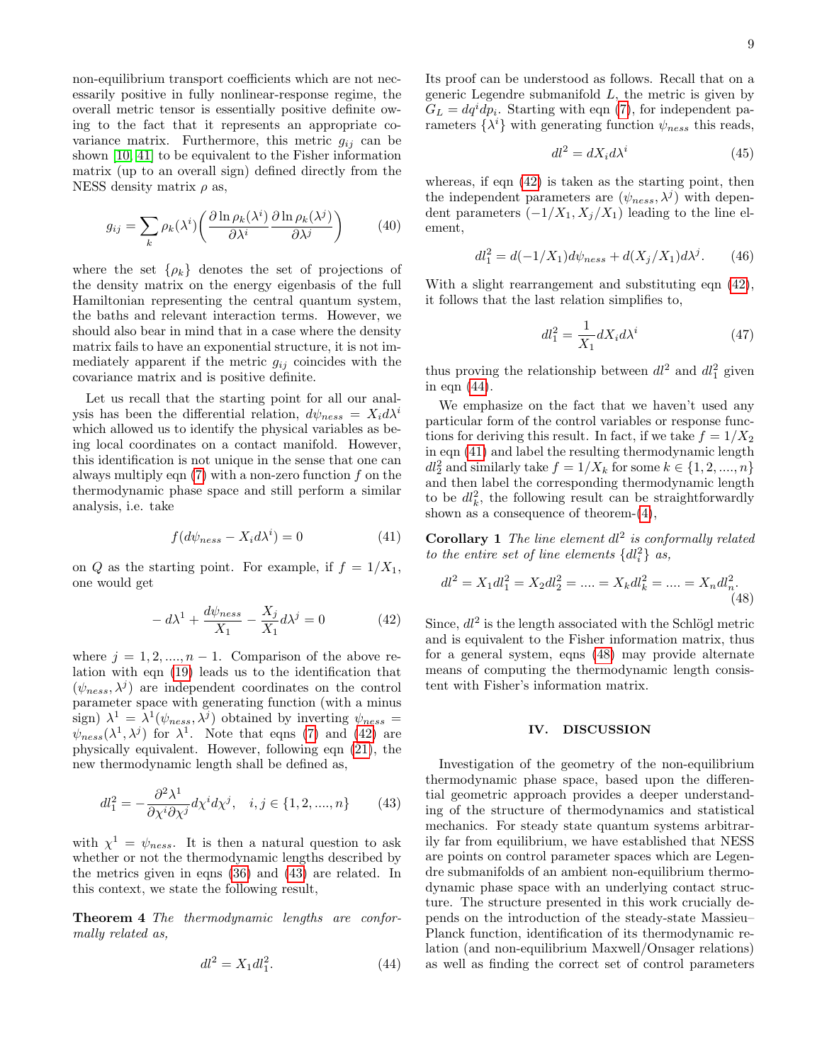non-equilibrium transport coefficients which are not necessarily positive in fully nonlinear-response regime, the overall metric tensor is essentially positive definite owing to the fact that it represents an appropriate covariance matrix. Furthermore, this metric $g_{ij}$ can be shown [10, 41] to be equivalent to the Fisher information matrix (up to an overall sign) defined directly from the NESS density matrix $\rho$ as,

$$g_{ij} = \sum_k \rho_k(\lambda^i) \bigg( \frac{\partial \ln \rho_k(\lambda^i)}{\partial \lambda^i} \frac{\partial \ln \rho_k(\lambda^j)}{\partial \lambda^j} \bigg) \tag{40}$$

where the set $\{\rho_k\}$ denotes the set of projections of the density matrix on the energy eigenbasis of the full Hamiltonian representing the central quantum system, the baths and relevant interaction terms. However, we should also bear in mind that in a case where the density matrix fails to have an exponential structure, it is not immediately apparent if the metric $g_{ij}$ coincides with the covariance matrix and is positive definite.

Let us recall that the starting point for all our analysis has been the differential relation, $d\psi_{ness} = X_i d\lambda^i$ which allowed us to identify the physical variables as being local coordinates on a contact manifold. However, this identification is not unique in the sense that one can always multiply eqn (7) with a non-zero function $f$ on the thermodynamic phase space and still perform a similar analysis, i.e. take

$$f(d\psi_{ness} - X_i d\lambda^i) = 0 \tag{41}$$

on $Q$ as the starting point. For example, if $f = 1/X_1$, one would get

$$-d\lambda^1 + \frac{d\psi_{ness}}{X_1} - \frac{X_j}{X_1} d\lambda^j = 0 \tag{42}$$

where $j = 1, 2, ...., n-1$. Comparison of the above relation with eqn (19) leads us to the identification that $(\psi_{ness}, \lambda^j)$ are independent coordinates on the control parameter space with generating function (with a minus sign) $\lambda^1 = \lambda^1(\psi_{ness}, \lambda^j)$ obtained by inverting $\psi_{ness} = \psi_{ness}(\lambda^1, \lambda^j)$ for $\lambda^1$. Note that eqns (7) and (42) are physically equivalent. However, following eqn (21), the new thermodynamic length shall be defined as,

$$dl_1^2 = -\frac{\partial^2 \lambda^1}{\partial \chi^i \partial \chi^j} d\chi^i d\chi^j, \quad i, j \in \{1, 2, ...., n\} \tag{43}$$

with $\chi^1 = \psi_{ness}$. It is then a natural question to ask whether or not the thermodynamic lengths described by the metrics given in eqns (36) and (43) are related. In this context, we state the following result,

**Theorem 4** *The thermodynamic lengths are conformally related as,*

$$dl^2 = X_1 dl_1^2. \tag{44}$$

Its proof can be understood as follows. Recall that on a generic Legendre submanifold $L$, the metric is given by $G_L = dq^i dp_i$. Starting with eqn (7), for independent parameters $\{\lambda^i\}$ with generating function $\psi_{ness}$ this reads,

$$dl^2 = dX_i d\lambda^i \tag{45}$$

whereas, if eqn (42) is taken as the starting point, then the independent parameters are $(\psi_{ness}, \lambda^j)$ with dependent parameters $(-1/X_1, X_j/X_1)$ leading to the line element,

$$dl_1^2 = d(-1/X_1) d\psi_{ness} + d(X_j/X_1) d\lambda^j. \tag{46}$$

With a slight rearrangement and substituting eqn (42), it follows that the last relation simplifies to,

$$dl_1^2 = \frac{1}{X_1} dX_i d\lambda^i \tag{47}$$

thus proving the relationship between $dl^2$ and $dl_1^2$ given in eqn (44).

We emphasize on the fact that we haven't used any particular form of the control variables or response functions for deriving this result. In fact, if we take $f = 1/X_2$ in eqn (41) and label the resulting thermodynamic length $dl_2^2$ and similarly take $f = 1/X_k$ for some $k \in \{1, 2, ...., n\}$ and then label the corresponding thermodynamic length to be $dl_k^2$, the following result can be straightforwardly shown as a consequence of theorem-(4),

**Corollary 1** *The line element $dl^2$ is conformally related to the entire set of line elements $\{dl_i^2\}$ as,*

$$dl^2 = X_1 dl_1^2 = X_2 dl_2^2 = .... = X_k dl_k^2 = .... = X_n dl_n^2. \tag{48}$$

Since, $dl^2$ is the length associated with the Schlögl metric and is equivalent to the Fisher information matrix, thus for a general system, eqns (48) may provide alternate means of computing the thermodynamic length consistent with Fisher's information matrix.

## IV. DISCUSSION

Investigation of the geometry of the non-equilibrium thermodynamic phase space, based upon the differential geometric approach provides a deeper understanding of the structure of thermodynamics and statistical mechanics. For steady state quantum systems arbitrarily far from equilibrium, we have established that NESS are points on control parameter spaces which are Legendre submanifolds of an ambient non-equilibrium thermodynamic phase space with an underlying contact structure. The structure presented in this work crucially depends on the introduction of the steady-state Massieu–Planck function, identification of its thermodynamic relation (and non-equilibrium Maxwell/Onsager relations) as well as finding the correct set of control parameters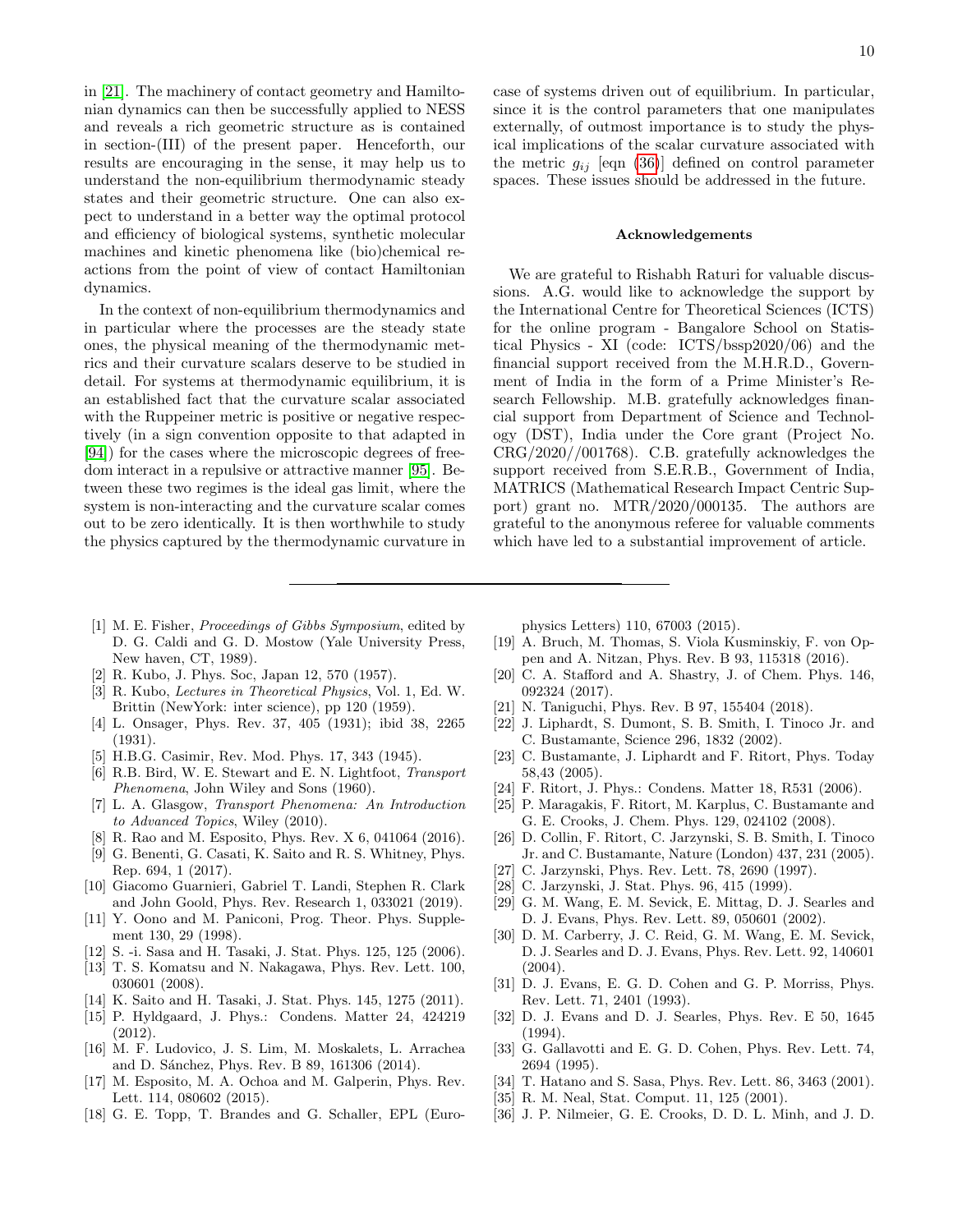in [21]. The machinery of contact geometry and Hamiltonian dynamics can then be successfully applied to NESS and reveals a rich geometric structure as is contained in section-(III) of the present paper. Henceforth, our results are encouraging in the sense, it may help us to understand the non-equilibrium thermodynamic steady states and their geometric structure. One can also expect to understand in a better way the optimal protocol and efficiency of biological systems, synthetic molecular machines and kinetic phenomena like (bio)chemical reactions from the point of view of contact Hamiltonian dynamics.

In the context of non-equilibrium thermodynamics and in particular where the processes are the steady state ones, the physical meaning of the thermodynamic metrics and their curvature scalars deserve to be studied in detail. For systems at thermodynamic equilibrium, it is an established fact that the curvature scalar associated with the Ruppeiner metric is positive or negative respectively (in a sign convention opposite to that adapted in [94]) for the cases where the microscopic degrees of freedom interact in a repulsive or attractive manner [95]. Between these two regimes is the ideal gas limit, where the system is non-interacting and the curvature scalar comes out to be zero identically. It is then worthwhile to study the physics captured by the thermodynamic curvature in case of systems driven out of equilibrium. In particular, since it is the control parameters that one manipulates externally, of outmost importance is to study the physical implications of the scalar curvature associated with the metric $g_{ij}$ [eqn (36)] defined on control parameter spaces. These issues should be addressed in the future.

### Acknowledgements

We are grateful to Rishabh Raturi for valuable discussions. A.G. would like to acknowledge the support by the International Centre for Theoretical Sciences (ICTS) for the online program - Bangalore School on Statistical Physics - XI (code: ICTS/bssp2020/06) and the financial support received from the M.H.R.D., Government of India in the form of a Prime Minister's Research Fellowship. M.B. gratefully acknowledges financial support from Department of Science and Technology (DST), India under the Core grant (Project No. CRG/2020//001768). C.B. gratefully acknowledges the support received from S.E.R.B., Government of India, MATRICS (Mathematical Research Impact Centric Support) grant no. MTR/2020/000135. The authors are grateful to the anonymous referee for valuable comments which have led to a substantial improvement of article.

---

[1] M. E. Fisher, *Proceedings of Gibbs Symposium*, edited by D. G. Caldi and G. D. Mostow (Yale University Press, New haven, CT, 1989).

[2] R. Kubo, J. Phys. Soc, Japan 12, 570 (1957).

[3] R. Kubo, *Lectures in Theoretical Physics*, Vol. 1, Ed. W. Brittin (NewYork: inter science), pp 120 (1959).

[4] L. Onsager, Phys. Rev. 37, 405 (1931); ibid 38, 2265 (1931).

[5] H.B.G. Casimir, Rev. Mod. Phys. 17, 343 (1945).

[6] R.B. Bird, W. E. Stewart and E. N. Lightfoot, *Transport Phenomena*, John Wiley and Sons (1960).

[7] L. A. Glasgow, *Transport Phenomena: An Introduction to Advanced Topics*, Wiley (2010).

[8] R. Rao and M. Esposito, Phys. Rev. X 6, 041064 (2016).

[9] G. Benenti, G. Casati, K. Saito and R. S. Whitney, Phys. Rep. 694, 1 (2017).

[10] Giacomo Guarnieri, Gabriel T. Landi, Stephen R. Clark and John Goold, Phys. Rev. Research 1, 033021 (2019).

[11] Y. Oono and M. Paniconi, Prog. Theor. Phys. Supplement 130, 29 (1998).

[12] S. -i. Sasa and H. Tasaki, J. Stat. Phys. 125, 125 (2006).

[13] T. S. Komatsu and N. Nakagawa, Phys. Rev. Lett. 100, 030601 (2008).

[14] K. Saito and H. Tasaki, J. Stat. Phys. 145, 1275 (2011).

[15] P. Hyldgaard, J. Phys.: Condens. Matter 24, 424219 (2012).

[16] M. F. Ludovico, J. S. Lim, M. Moskalets, L. Arrachea and D. Sánchez, Phys. Rev. B 89, 161306 (2014).

[17] M. Esposito, M. A. Ochoa and M. Galperin, Phys. Rev. Lett. 114, 080602 (2015).

[18] G. E. Topp, T. Brandes and G. Schaller, EPL (Europhysics Letters) 110, 67003 (2015).

[19] A. Bruch, M. Thomas, S. Viola Kusminskiy, F. von Oppen and A. Nitzan, Phys. Rev. B 93, 115318 (2016).

[20] C. A. Stafford and A. Shastry, J. of Chem. Phys. 146, 092324 (2017).

[21] N. Taniguchi, Phys. Rev. B 97, 155404 (2018).

[22] J. Liphardt, S. Dumont, S. B. Smith, I. Tinoco Jr. and C. Bustamante, Science 296, 1832 (2002).

[23] C. Bustamante, J. Liphardt and F. Ritort, Phys. Today 58,43 (2005).

[24] F. Ritort, J. Phys.: Condens. Matter 18, R531 (2006).

[25] P. Maragakis, F. Ritort, M. Karplus, C. Bustamante and G. E. Crooks, J. Chem. Phys. 129, 024102 (2008).

[26] D. Collin, F. Ritort, C. Jarzynski, S. B. Smith, I. Tinoco Jr. and C. Bustamante, Nature (London) 437, 231 (2005).

[27] C. Jarzynski, Phys. Rev. Lett. 78, 2690 (1997).

[28] C. Jarzynski, J. Stat. Phys. 96, 415 (1999).

[29] G. M. Wang, E. M. Sevick, E. Mittag, D. J. Searles and D. J. Evans, Phys. Rev. Lett. 89, 050601 (2002).

[30] D. M. Carberry, J. C. Reid, G. M. Wang, E. M. Sevick, D. J. Searles and D. J. Evans, Phys. Rev. Lett. 92, 140601 (2004).

[31] D. J. Evans, E. G. D. Cohen and G. P. Morriss, Phys. Rev. Lett. 71, 2401 (1993).

[32] D. J. Evans and D. J. Searles, Phys. Rev. E 50, 1645 (1994).

[33] G. Gallavotti and E. G. D. Cohen, Phys. Rev. Lett. 74, 2694 (1995).

[34] T. Hatano and S. Sasa, Phys. Rev. Lett. 86, 3463 (2001).

[35] R. M. Neal, Stat. Comput. 11, 125 (2001).

[36] J. P. Nilmeier, G. E. Crooks, D. D. L. Minh, and J. D.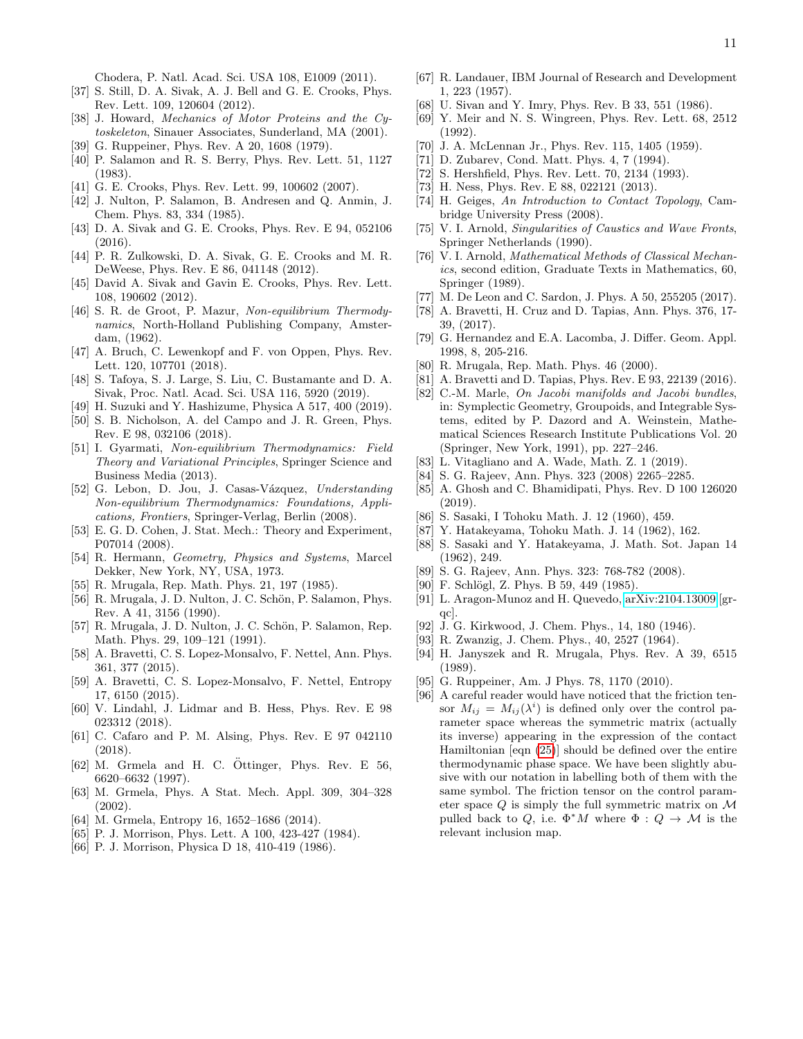Chodera, P. Natl. Acad. Sci. USA 108, E1009 (2011).

[37] S. Still, D. A. Sivak, A. J. Bell and G. E. Crooks, Phys. Rev. Lett. 109, 120604 (2012).

[38] J. Howard, *Mechanics of Motor Proteins and the Cytoskeleton*, Sinauer Associates, Sunderland, MA (2001).

[39] G. Ruppeiner, Phys. Rev. A 20, 1608 (1979).

[40] P. Salamon and R. S. Berry, Phys. Rev. Lett. 51, 1127 (1983).

[41] G. E. Crooks, Phys. Rev. Lett. 99, 100602 (2007).

[42] J. Nulton, P. Salamon, B. Andresen and Q. Anmin, J. Chem. Phys. 83, 334 (1985).

[43] D. A. Sivak and G. E. Crooks, Phys. Rev. E 94, 052106 (2016).

[44] P. R. Zulkowski, D. A. Sivak, G. E. Crooks and M. R. DeWeese, Phys. Rev. E 86, 041148 (2012).

[45] David A. Sivak and Gavin E. Crooks, Phys. Rev. Lett. 108, 190602 (2012).

[46] S. R. de Groot, P. Mazur, *Non-equilibrium Thermodynamics*, North-Holland Publishing Company, Amsterdam, (1962).

[47] A. Bruch, C. Lewenkopf and F. von Oppen, Phys. Rev. Lett. 120, 107701 (2018).

[48] S. Tafoya, S. J. Large, S. Liu, C. Bustamante and D. A. Sivak, Proc. Natl. Acad. Sci. USA 116, 5920 (2019).

[49] H. Suzuki and Y. Hashizume, Physica A 517, 400 (2019).

[50] S. B. Nicholson, A. del Campo and J. R. Green, Phys. Rev. E 98, 032106 (2018).

[51] I. Gyarmati, *Non-equilibrium Thermodynamics: Field Theory and Variational Principles*, Springer Science and Business Media (2013).

[52] G. Lebon, D. Jou, J. Casas-Vázquez, *Understanding Non-equilibrium Thermodynamics: Foundations, Applications, Frontiers*, Springer-Verlag, Berlin (2008).

[53] E. G. D. Cohen, J. Stat. Mech.: Theory and Experiment, P07014 (2008).

[54] R. Hermann, *Geometry, Physics and Systems*, Marcel Dekker, New York, NY, USA, 1973.

[55] R. Mrugala, Rep. Math. Phys. 21, 197 (1985).

[56] R. Mrugala, J. D. Nulton, J. C. Schön, P. Salamon, Phys. Rev. A 41, 3156 (1990).

[57] R. Mrugala, J. D. Nulton, J. C. Schön, P. Salamon, Rep. Math. Phys. 29, 109–121 (1991).

[58] A. Bravetti, C. S. Lopez-Monsalvo, F. Nettel, Ann. Phys. 361, 377 (2015).

[59] A. Bravetti, C. S. Lopez-Monsalvo, F. Nettel, Entropy 17, 6150 (2015).

[60] V. Lindahl, J. Lidmar and B. Hess, Phys. Rev. E 98 023312 (2018).

[61] C. Cafaro and P. M. Alsing, Phys. Rev. E 97 042110 (2018).

[62] M. Grmela and H. C. Öttinger, Phys. Rev. E 56, 6620–6632 (1997).

[63] M. Grmela, Phys. A Stat. Mech. Appl. 309, 304–328 (2002).

[64] M. Grmela, Entropy 16, 1652–1686 (2014).

[65] P. J. Morrison, Phys. Lett. A 100, 423-427 (1984).

[66] P. J. Morrison, Physica D 18, 410-419 (1986).

[67] R. Landauer, IBM Journal of Research and Development 1, 223 (1957).

[68] U. Sivan and Y. Imry, Phys. Rev. B 33, 551 (1986).

[69] Y. Meir and N. S. Wingreen, Phys. Rev. Lett. 68, 2512 (1992).

[70] J. A. McLennan Jr., Phys. Rev. 115, 1405 (1959).

[71] D. Zubarev, Cond. Matt. Phys. 4, 7 (1994).

[72] S. Hershfield, Phys. Rev. Lett. 70, 2134 (1993).

[73] H. Ness, Phys. Rev. E 88, 022121 (2013).

[74] H. Geiges, *An Introduction to Contact Topology*, Cambridge University Press (2008).

[75] V. I. Arnold, *Singularities of Caustics and Wave Fronts*, Springer Netherlands (1990).

[76] V. I. Arnold, *Mathematical Methods of Classical Mechanics*, second edition, Graduate Texts in Mathematics, 60, Springer (1989).

[77] M. De Leon and C. Sardon, J. Phys. A 50, 255205 (2017).

[78] A. Bravetti, H. Cruz and D. Tapias, Ann. Phys. 376, 17-39, (2017).

[79] G. Hernandez and E.A. Lacomba, J. Differ. Geom. Appl. 1998, 8, 205-216.

[80] R. Mrugala, Rep. Math. Phys. 46 (2000).

[81] A. Bravetti and D. Tapias, Phys. Rev. E 93, 22139 (2016).

[82] C.-M. Marle, *On Jacobi manifolds and Jacobi bundles*, in: Symplectic Geometry, Groupoids, and Integrable Systems, edited by P. Dazord and A. Weinstein, Mathematical Sciences Research Institute Publications Vol. 20 (Springer, New York, 1991), pp. 227–246.

[83] L. Vitagliano and A. Wade, Math. Z. 1 (2019).

[84] S. G. Rajeev, Ann. Phys. 323 (2008) 2265–2285.

[85] A. Ghosh and C. Bhamidipati, Phys. Rev. D 100 126020 (2019).

[86] S. Sasaki, I Tohoku Math. J. 12 (1960), 459.

[87] Y. Hatakeyama, Tohoku Math. J. 14 (1962), 162.

[88] S. Sasaki and Y. Hatakeyama, J. Math. Sot. Japan 14 (1962), 249.

[89] S. G. Rajeev, Ann. Phys. 323: 768-782 (2008).

[90] F. Schlögl, Z. Phys. B 59, 449 (1985).

[91] L. Aragon-Munoz and H. Quevedo, arXiv:2104.13009 [gr-qc].

[92] J. G. Kirkwood, J. Chem. Phys., 14, 180 (1946).

[93] R. Zwanzig, J. Chem. Phys., 40, 2527 (1964).

[94] H. Janyszek and R. Mrugala, Phys. Rev. A 39, 6515 (1989).

[95] G. Ruppeiner, Am. J Phys. 78, 1170 (2010).

[96] A careful reader would have noticed that the friction tensor $M_{ij} = M_{ij}(\lambda^i)$ is defined only over the control parameter space whereas the symmetric matrix (actually its inverse) appearing in the expression of the contact Hamiltonian [eqn (25)] should be defined over the entire thermodynamic phase space. We have been slightly abusive with our notation in labelling both of them with the same symbol. The friction tensor on the control parameter space $Q$ is simply the full symmetric matrix on $\mathcal{M}$ pulled back to $Q$, i.e. $\Phi^* M$ where $\Phi : Q \to \mathcal{M}$ is the relevant inclusion map.